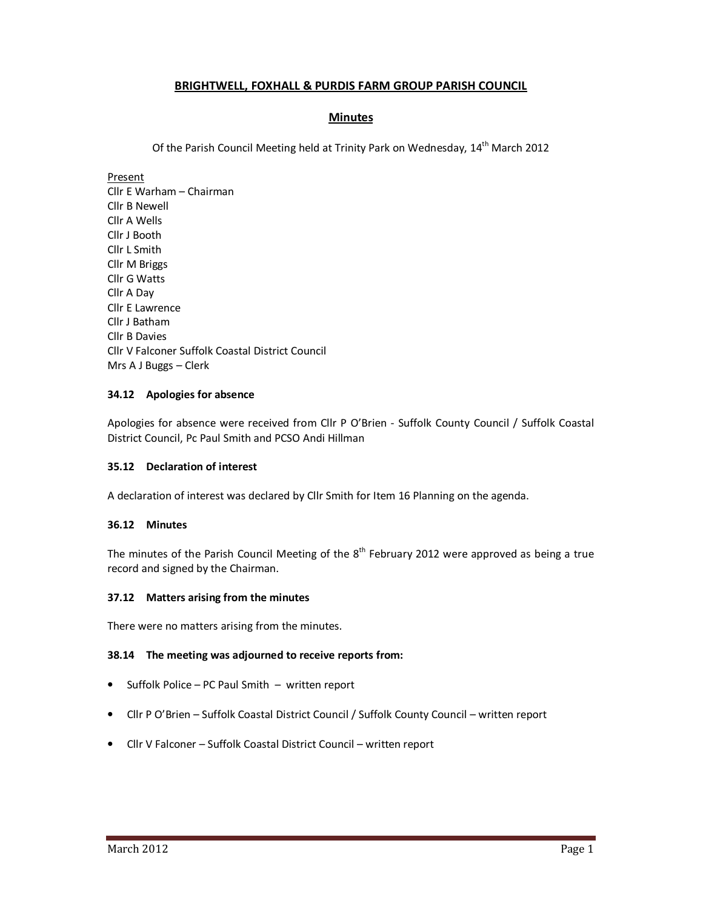# BRIGHTWELL, FOXHALL & PURDIS FARM GROUP PARISH COUNCIL

## Minutes

Of the Parish Council Meeting held at Trinity Park on Wednesday, 14th March 2012

Present

Cllr E Warham – Chairman
Cllr B Newell
Cllr A Wells
Cllr J Booth
Cllr L Smith
Cllr M Briggs
Cllr G Watts
Cllr A Day
Cllr E Lawrence
Cllr J Batham
Cllr B Davies
Cllr V Falconer Suffolk Coastal District Council
Mrs A J Buggs – Clerk

### 34.12 Apologies for absence

Apologies for absence were received from Cllr P O'Brien - Suffolk County Council / Suffolk Coastal District Council, Pc Paul Smith and PCSO Andi Hillman

### 35.12 Declaration of interest

A declaration of interest was declared by Cllr Smith for Item 16 Planning on the agenda.

### 36.12 Minutes

The minutes of the Parish Council Meeting of the 8th February 2012 were approved as being a true record and signed by the Chairman.

### 37.12 Matters arising from the minutes

There were no matters arising from the minutes.

### 38.14 The meeting was adjourned to receive reports from:

- Suffolk Police – PC Paul Smith – written report
- Cllr P O'Brien – Suffolk Coastal District Council / Suffolk County Council – written report
- Cllr V Falconer – Suffolk Coastal District Council – written report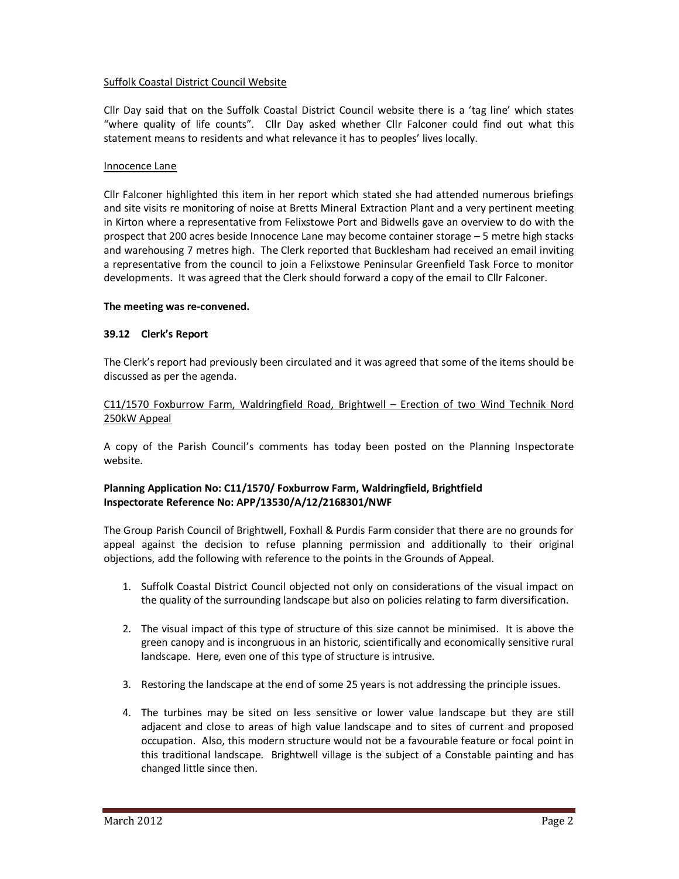Suffolk Coastal District Council Website

Cllr Day said that on the Suffolk Coastal District Council website there is a 'tag line' which states "where quality of life counts". Cllr Day asked whether Cllr Falconer could find out what this statement means to residents and what relevance it has to peoples' lives locally.

Innocence Lane

Cllr Falconer highlighted this item in her report which stated she had attended numerous briefings and site visits re monitoring of noise at Bretts Mineral Extraction Plant and a very pertinent meeting in Kirton where a representative from Felixstowe Port and Bidwells gave an overview to do with the prospect that 200 acres beside Innocence Lane may become container storage – 5 metre high stacks and warehousing 7 metres high. The Clerk reported that Bucklesham had received an email inviting a representative from the council to join a Felixstowe Peninsular Greenfield Task Force to monitor developments. It was agreed that the Clerk should forward a copy of the email to Cllr Falconer.

**The meeting was re-convened.**

### 39.12 Clerk's Report

The Clerk's report had previously been circulated and it was agreed that some of the items should be discussed as per the agenda.

C11/1570 Foxburrow Farm, Waldringfield Road, Brightwell – Erection of two Wind Technik Nord 250kW Appeal

A copy of the Parish Council's comments has today been posted on the Planning Inspectorate website.

**Planning Application No: C11/1570/ Foxburrow Farm, Waldringfield, Brightfield**
**Inspectorate Reference No: APP/13530/A/12/2168301/NWF**

The Group Parish Council of Brightwell, Foxhall & Purdis Farm consider that there are no grounds for appeal against the decision to refuse planning permission and additionally to their original objections, add the following with reference to the points in the Grounds of Appeal.

1. Suffolk Coastal District Council objected not only on considerations of the visual impact on the quality of the surrounding landscape but also on policies relating to farm diversification.

2. The visual impact of this type of structure of this size cannot be minimised. It is above the green canopy and is incongruous in an historic, scientifically and economically sensitive rural landscape. Here, even one of this type of structure is intrusive.

3. Restoring the landscape at the end of some 25 years is not addressing the principle issues.

4. The turbines may be sited on less sensitive or lower value landscape but they are still adjacent and close to areas of high value landscape and to sites of current and proposed occupation. Also, this modern structure would not be a favourable feature or focal point in this traditional landscape. Brightwell village is the subject of a Constable painting and has changed little since then.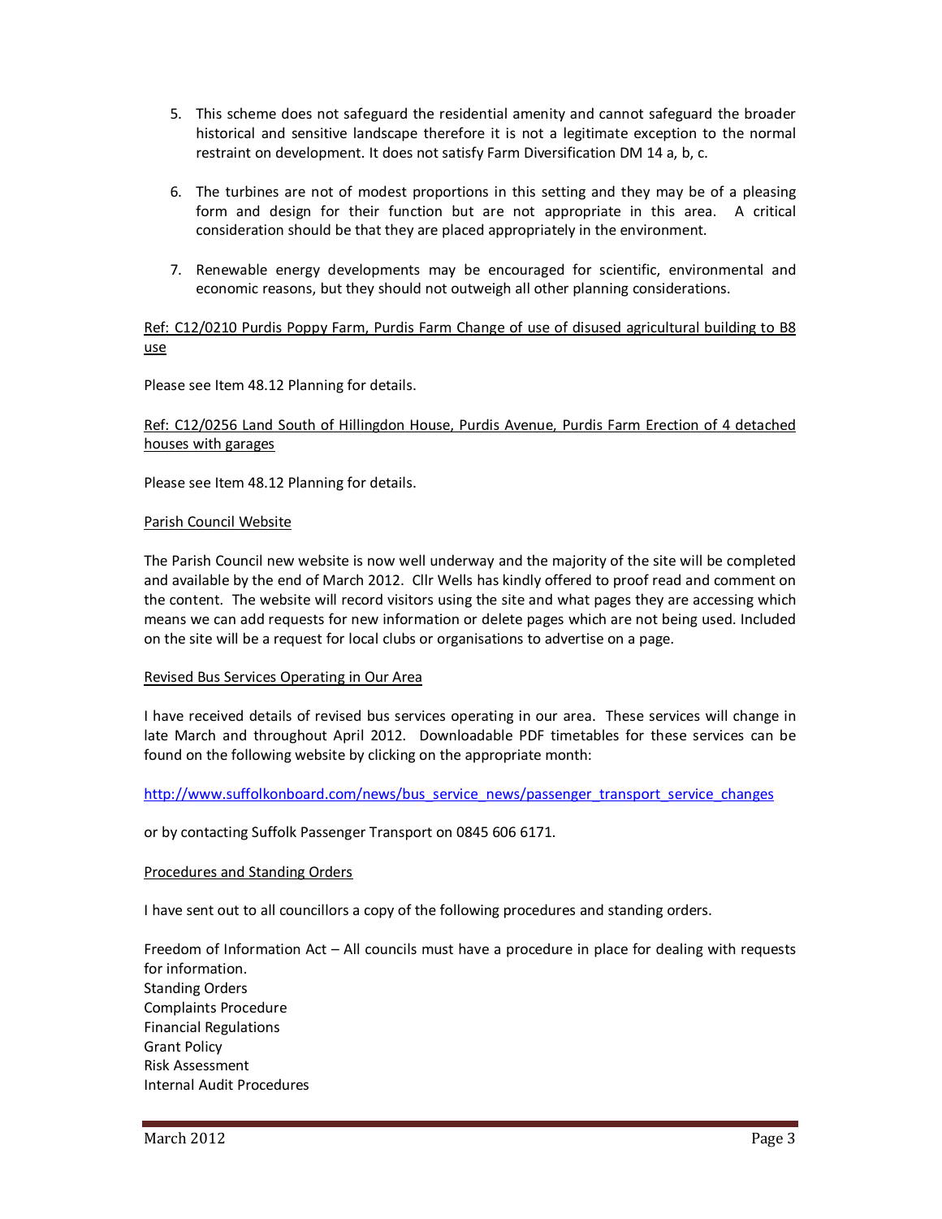5. This scheme does not safeguard the residential amenity and cannot safeguard the broader historical and sensitive landscape therefore it is not a legitimate exception to the normal restraint on development. It does not satisfy Farm Diversification DM 14 a, b, c.

6. The turbines are not of modest proportions in this setting and they may be of a pleasing form and design for their function but are not appropriate in this area. A critical consideration should be that they are placed appropriately in the environment.

7. Renewable energy developments may be encouraged for scientific, environmental and economic reasons, but they should not outweigh all other planning considerations.

Ref: C12/0210 Purdis Poppy Farm, Purdis Farm Change of use of disused agricultural building to B8 use

Please see Item 48.12 Planning for details.

Ref: C12/0256 Land South of Hillingdon House, Purdis Avenue, Purdis Farm Erection of 4 detached houses with garages

Please see Item 48.12 Planning for details.

Parish Council Website

The Parish Council new website is now well underway and the majority of the site will be completed and available by the end of March 2012. Cllr Wells has kindly offered to proof read and comment on the content. The website will record visitors using the site and what pages they are accessing which means we can add requests for new information or delete pages which are not being used. Included on the site will be a request for local clubs or organisations to advertise on a page.

Revised Bus Services Operating in Our Area

I have received details of revised bus services operating in our area. These services will change in late March and throughout April 2012. Downloadable PDF timetables for these services can be found on the following website by clicking on the appropriate month:

http://www.suffolkonboard.com/news/bus_service_news/passenger_transport_service_changes

or by contacting Suffolk Passenger Transport on 0845 606 6171.

Procedures and Standing Orders

I have sent out to all councillors a copy of the following procedures and standing orders.

Freedom of Information Act – All councils must have a procedure in place for dealing with requests for information.
Standing Orders
Complaints Procedure
Financial Regulations
Grant Policy
Risk Assessment
Internal Audit Procedures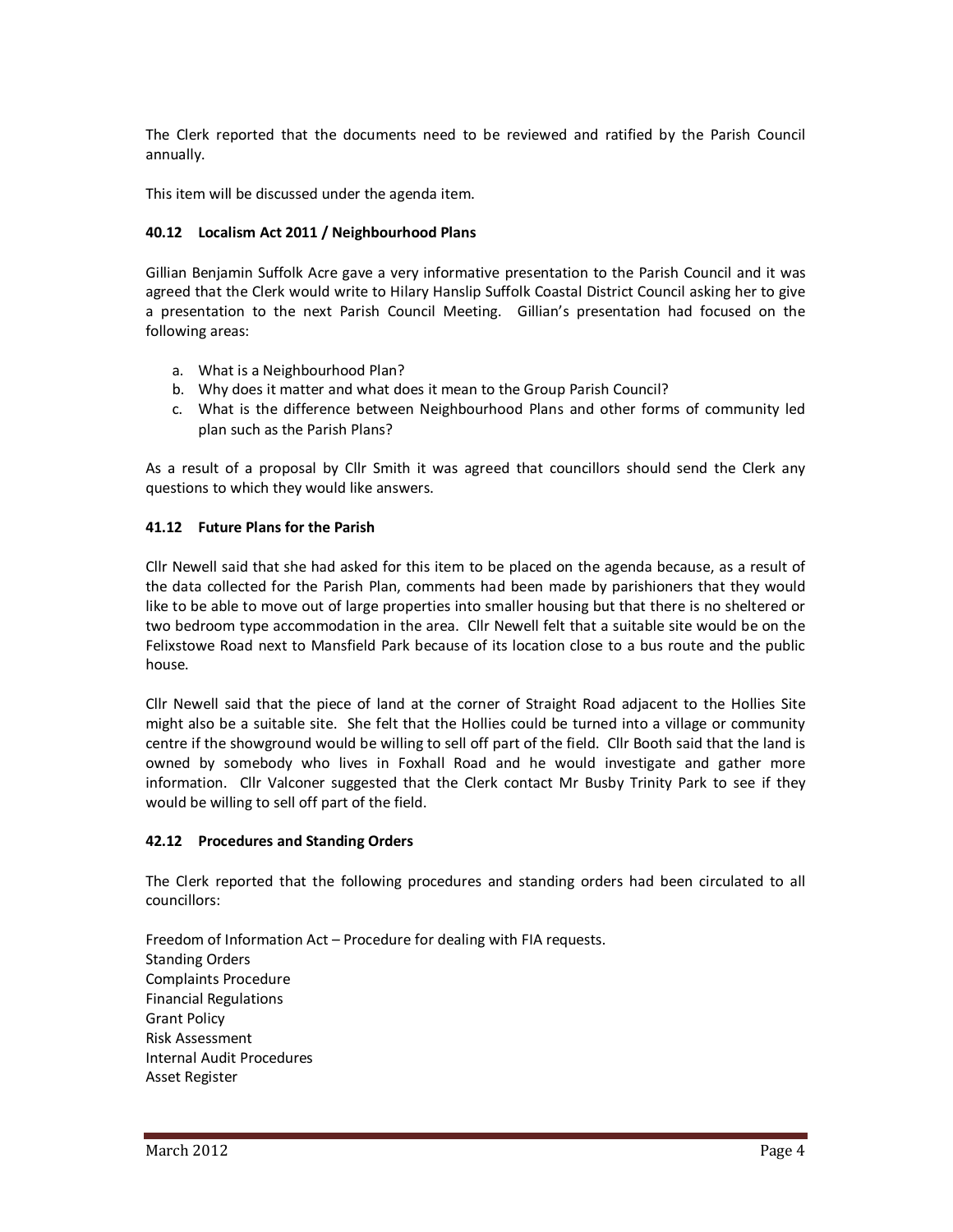The Clerk reported that the documents need to be reviewed and ratified by the Parish Council annually.

This item will be discussed under the agenda item.

### 40.12 Localism Act 2011 / Neighbourhood Plans

Gillian Benjamin Suffolk Acre gave a very informative presentation to the Parish Council and it was agreed that the Clerk would write to Hilary Hanslip Suffolk Coastal District Council asking her to give a presentation to the next Parish Council Meeting. Gillian's presentation had focused on the following areas:

a. What is a Neighbourhood Plan?
b. Why does it matter and what does it mean to the Group Parish Council?
c. What is the difference between Neighbourhood Plans and other forms of community led plan such as the Parish Plans?

As a result of a proposal by Cllr Smith it was agreed that councillors should send the Clerk any questions to which they would like answers.

### 41.12 Future Plans for the Parish

Cllr Newell said that she had asked for this item to be placed on the agenda because, as a result of the data collected for the Parish Plan, comments had been made by parishioners that they would like to be able to move out of large properties into smaller housing but that there is no sheltered or two bedroom type accommodation in the area. Cllr Newell felt that a suitable site would be on the Felixstowe Road next to Mansfield Park because of its location close to a bus route and the public house.

Cllr Newell said that the piece of land at the corner of Straight Road adjacent to the Hollies Site might also be a suitable site. She felt that the Hollies could be turned into a village or community centre if the showground would be willing to sell off part of the field. Cllr Booth said that the land is owned by somebody who lives in Foxhall Road and he would investigate and gather more information. Cllr Valconer suggested that the Clerk contact Mr Busby Trinity Park to see if they would be willing to sell off part of the field.

### 42.12 Procedures and Standing Orders

The Clerk reported that the following procedures and standing orders had been circulated to all councillors:

Freedom of Information Act – Procedure for dealing with FIA requests.
Standing Orders
Complaints Procedure
Financial Regulations
Grant Policy
Risk Assessment
Internal Audit Procedures
Asset Register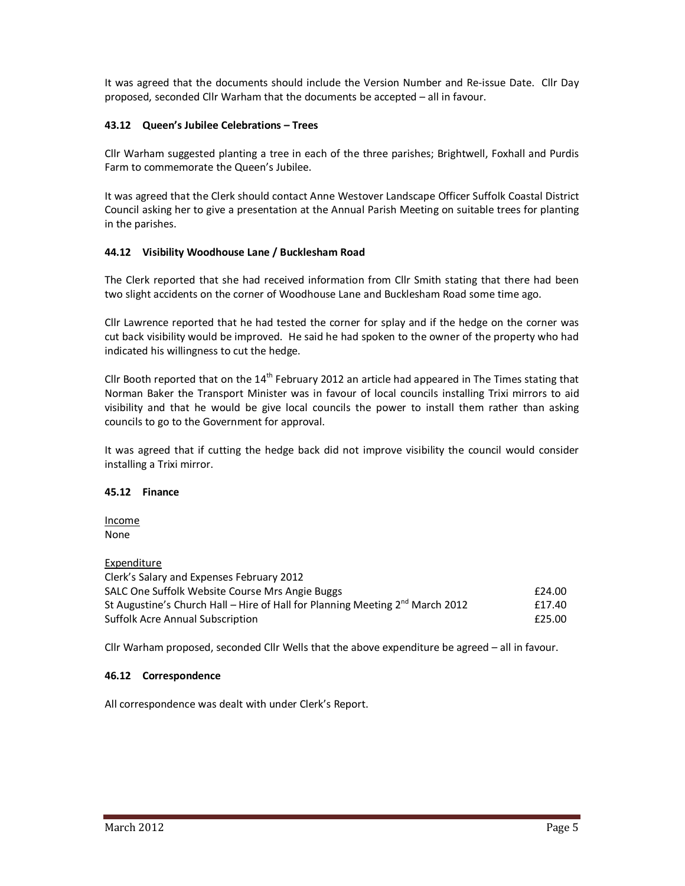It was agreed that the documents should include the Version Number and Re-issue Date. Cllr Day proposed, seconded Cllr Warham that the documents be accepted – all in favour.

### 43.12 Queen's Jubilee Celebrations – Trees

Cllr Warham suggested planting a tree in each of the three parishes; Brightwell, Foxhall and Purdis Farm to commemorate the Queen's Jubilee.

It was agreed that the Clerk should contact Anne Westover Landscape Officer Suffolk Coastal District Council asking her to give a presentation at the Annual Parish Meeting on suitable trees for planting in the parishes.

### 44.12 Visibility Woodhouse Lane / Bucklesham Road

The Clerk reported that she had received information from Cllr Smith stating that there had been two slight accidents on the corner of Woodhouse Lane and Bucklesham Road some time ago.

Cllr Lawrence reported that he had tested the corner for splay and if the hedge on the corner was cut back visibility would be improved. He said he had spoken to the owner of the property who had indicated his willingness to cut the hedge.

Cllr Booth reported that on the 14th February 2012 an article had appeared in The Times stating that Norman Baker the Transport Minister was in favour of local councils installing Trixi mirrors to aid visibility and that he would be give local councils the power to install them rather than asking councils to go to the Government for approval.

It was agreed that if cutting the hedge back did not improve visibility the council would consider installing a Trixi mirror.

### 45.12 Finance

<u>Income</u>
None

<u>Expenditure</u>

| | |
|---|---|
| Clerk's Salary and Expenses February 2012 | |
| SALC One Suffolk Website Course Mrs Angie Buggs | £24.00 |
| St Augustine's Church Hall – Hire of Hall for Planning Meeting 2nd March 2012 | £17.40 |
| Suffolk Acre Annual Subscription | £25.00 |

Cllr Warham proposed, seconded Cllr Wells that the above expenditure be agreed – all in favour.

### 46.12 Correspondence

All correspondence was dealt with under Clerk's Report.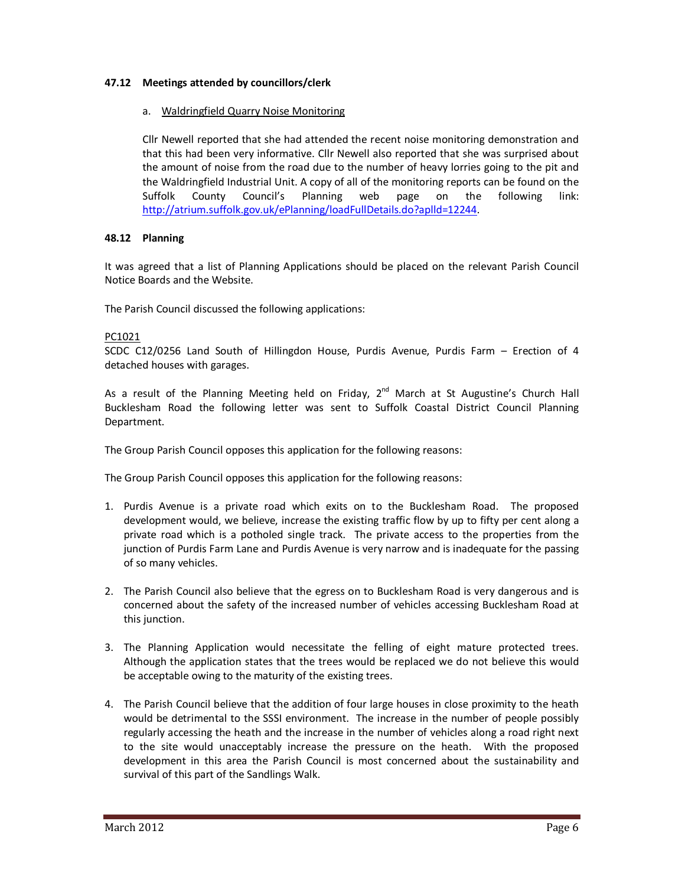### 47.12 Meetings attended by councillors/clerk

a. Waldringfield Quarry Noise Monitoring

Cllr Newell reported that she had attended the recent noise monitoring demonstration and that this had been very informative. Cllr Newell also reported that she was surprised about the amount of noise from the road due to the number of heavy lorries going to the pit and the Waldringfield Industrial Unit. A copy of all of the monitoring reports can be found on the Suffolk County Council's Planning web page on the following link: http://atrium.suffolk.gov.uk/ePlanning/loadFullDetails.do?aplId=12244.

### 48.12 Planning

It was agreed that a list of Planning Applications should be placed on the relevant Parish Council Notice Boards and the Website.

The Parish Council discussed the following applications:

PC1021

SCDC C12/0256 Land South of Hillingdon House, Purdis Avenue, Purdis Farm – Erection of 4 detached houses with garages.

As a result of the Planning Meeting held on Friday, 2nd March at St Augustine's Church Hall Bucklesham Road the following letter was sent to Suffolk Coastal District Council Planning Department.

The Group Parish Council opposes this application for the following reasons:

The Group Parish Council opposes this application for the following reasons:

1. Purdis Avenue is a private road which exits on to the Bucklesham Road. The proposed development would, we believe, increase the existing traffic flow by up to fifty per cent along a private road which is a potholed single track. The private access to the properties from the junction of Purdis Farm Lane and Purdis Avenue is very narrow and is inadequate for the passing of so many vehicles.

2. The Parish Council also believe that the egress on to Bucklesham Road is very dangerous and is concerned about the safety of the increased number of vehicles accessing Bucklesham Road at this junction.

3. The Planning Application would necessitate the felling of eight mature protected trees. Although the application states that the trees would be replaced we do not believe this would be acceptable owing to the maturity of the existing trees.

4. The Parish Council believe that the addition of four large houses in close proximity to the heath would be detrimental to the SSSI environment. The increase in the number of people possibly regularly accessing the heath and the increase in the number of vehicles along a road right next to the site would unacceptably increase the pressure on the heath. With the proposed development in this area the Parish Council is most concerned about the sustainability and survival of this part of the Sandlings Walk.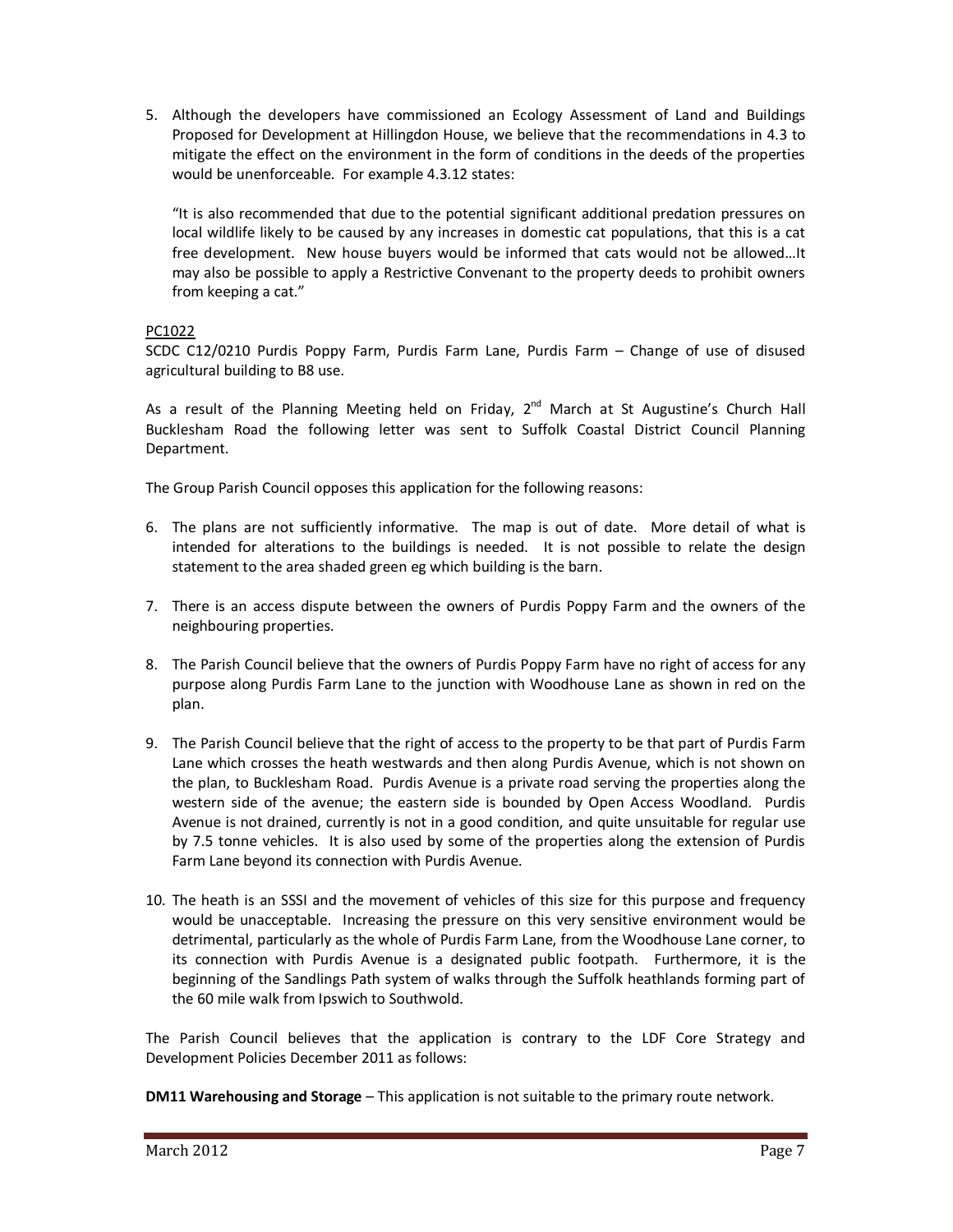5. Although the developers have commissioned an Ecology Assessment of Land and Buildings Proposed for Development at Hillingdon House, we believe that the recommendations in 4.3 to mitigate the effect on the environment in the form of conditions in the deeds of the properties would be unenforceable. For example 4.3.12 states:

   "It is also recommended that due to the potential significant additional predation pressures on local wildlife likely to be caused by any increases in domestic cat populations, that this is a cat free development. New house buyers would be informed that cats would not be allowed…It may also be possible to apply a Restrictive Convenant to the property deeds to prohibit owners from keeping a cat."

PC1022

SCDC C12/0210 Purdis Poppy Farm, Purdis Farm Lane, Purdis Farm – Change of use of disused agricultural building to B8 use.

As a result of the Planning Meeting held on Friday, 2nd March at St Augustine's Church Hall Bucklesham Road the following letter was sent to Suffolk Coastal District Council Planning Department.

The Group Parish Council opposes this application for the following reasons:

6. The plans are not sufficiently informative. The map is out of date. More detail of what is intended for alterations to the buildings is needed. It is not possible to relate the design statement to the area shaded green eg which building is the barn.

7. There is an access dispute between the owners of Purdis Poppy Farm and the owners of the neighbouring properties.

8. The Parish Council believe that the owners of Purdis Poppy Farm have no right of access for any purpose along Purdis Farm Lane to the junction with Woodhouse Lane as shown in red on the plan.

9. The Parish Council believe that the right of access to the property to be that part of Purdis Farm Lane which crosses the heath westwards and then along Purdis Avenue, which is not shown on the plan, to Bucklesham Road. Purdis Avenue is a private road serving the properties along the western side of the avenue; the eastern side is bounded by Open Access Woodland. Purdis Avenue is not drained, currently is not in a good condition, and quite unsuitable for regular use by 7.5 tonne vehicles. It is also used by some of the properties along the extension of Purdis Farm Lane beyond its connection with Purdis Avenue.

10. The heath is an SSSI and the movement of vehicles of this size for this purpose and frequency would be unacceptable. Increasing the pressure on this very sensitive environment would be detrimental, particularly as the whole of Purdis Farm Lane, from the Woodhouse Lane corner, to its connection with Purdis Avenue is a designated public footpath. Furthermore, it is the beginning of the Sandlings Path system of walks through the Suffolk heathlands forming part of the 60 mile walk from Ipswich to Southwold.

The Parish Council believes that the application is contrary to the LDF Core Strategy and Development Policies December 2011 as follows:

**DM11 Warehousing and Storage** – This application is not suitable to the primary route network.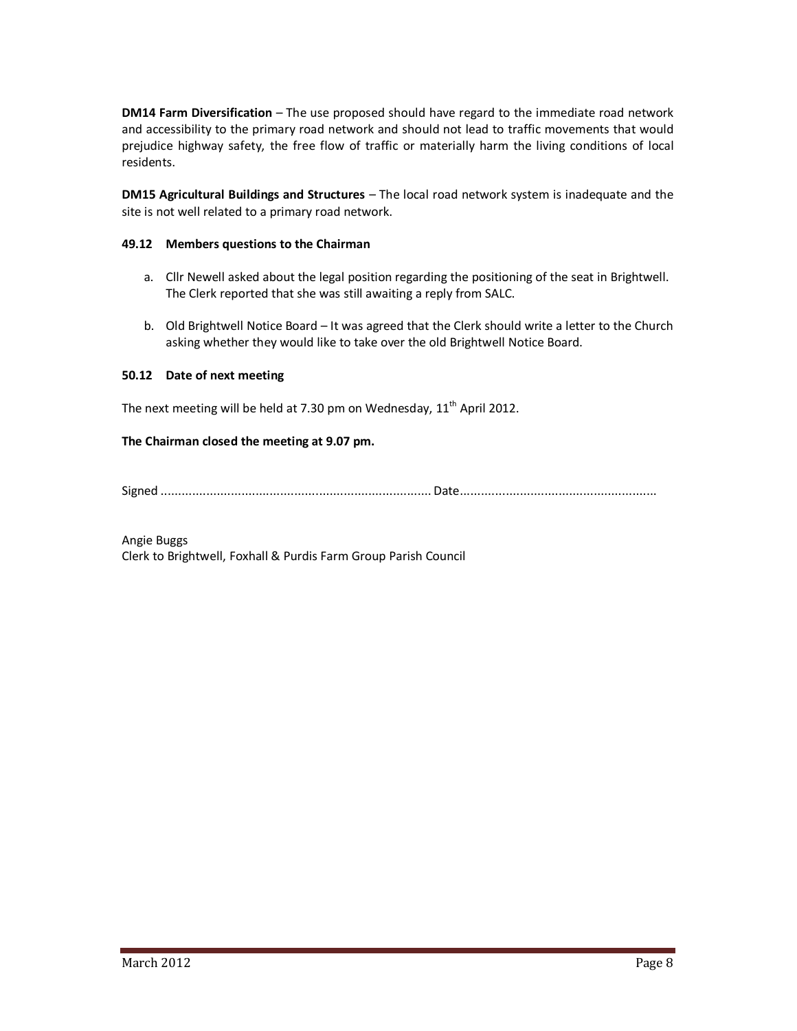**DM14 Farm Diversification** – The use proposed should have regard to the immediate road network and accessibility to the primary road network and should not lead to traffic movements that would prejudice highway safety, the free flow of traffic or materially harm the living conditions of local residents.

**DM15 Agricultural Buildings and Structures** – The local road network system is inadequate and the site is not well related to a primary road network.

### 49.12 Members questions to the Chairman

a. Cllr Newell asked about the legal position regarding the positioning of the seat in Brightwell. The Clerk reported that she was still awaiting a reply from SALC.

b. Old Brightwell Notice Board – It was agreed that the Clerk should write a letter to the Church asking whether they would like to take over the old Brightwell Notice Board.

### 50.12 Date of next meeting

The next meeting will be held at 7.30 pm on Wednesday, 11th April 2012.

**The Chairman closed the meeting at 9.07 pm.**

Signed ............................................................................ Date........................................................

Angie Buggs
Clerk to Brightwell, Foxhall & Purdis Farm Group Parish Council